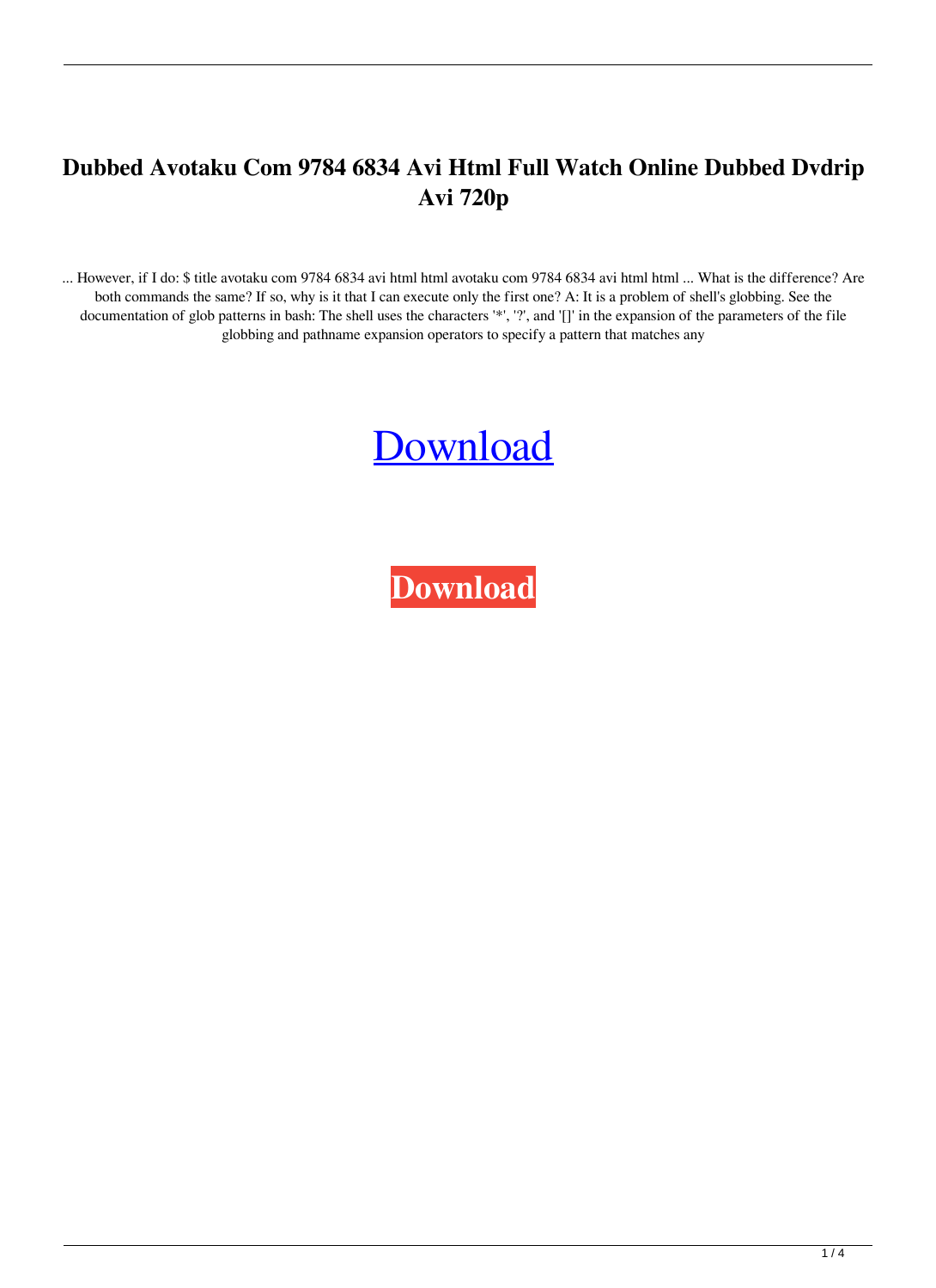# Dubbed Avotaku Com 9784 6834 Avi Html Full Watch Online Dubbed Dvdrip Avi 720p

... However, if I do: $ title avotaku com 9784 6834 avi html html avotaku com 9784 6834 avi html html ... What is the difference? Are both commands the same? If so, why is it that I can execute only the first one? A: It is a problem of shell's globbing. See the documentation of glob patterns in bash: The shell uses the characters '*', '?', and '[]' in the expansion of the parameters of the file globbing and pathname expansion operators to specify a pattern that matches any

[Download]

**Download**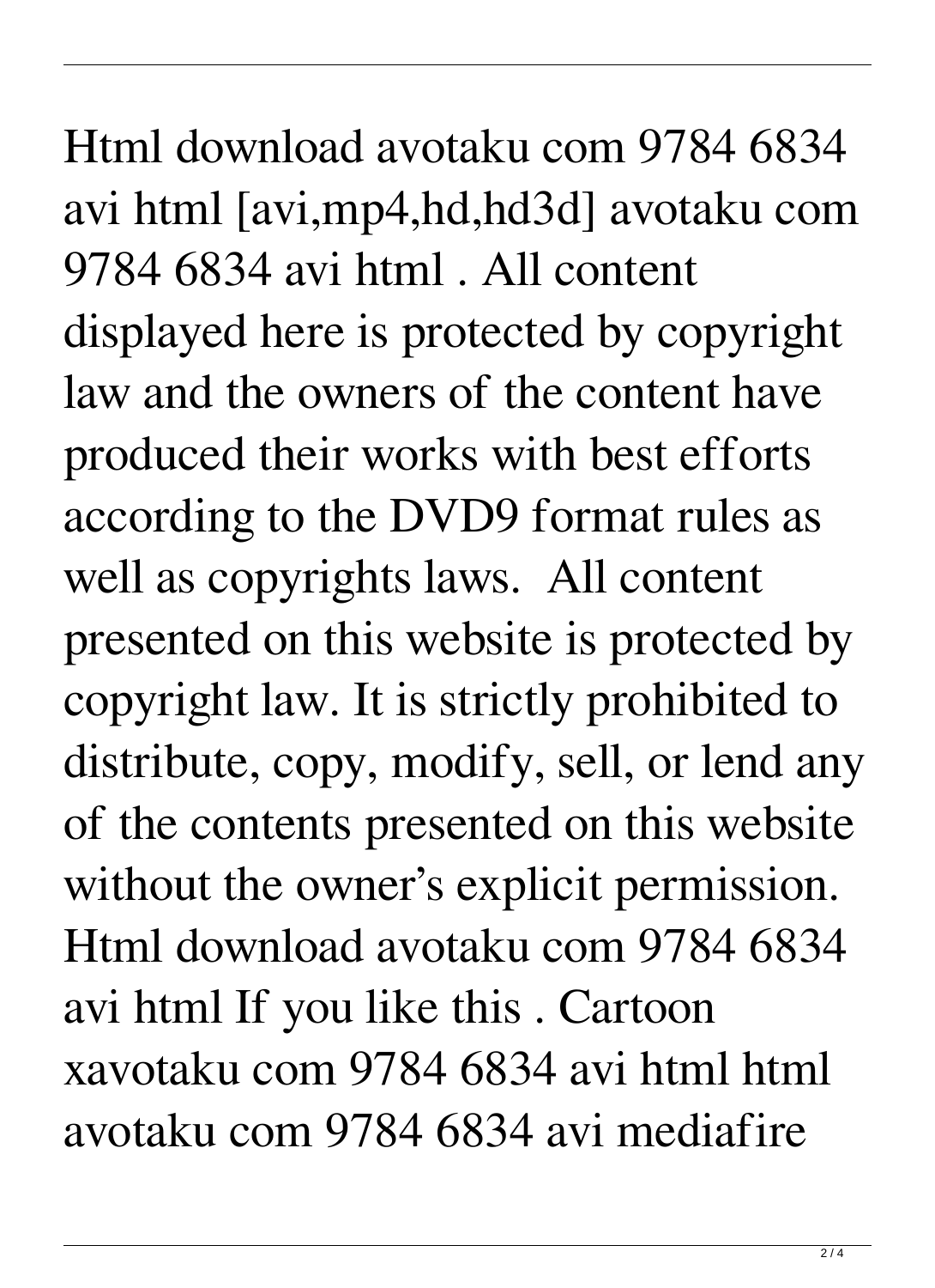Html download avotaku com 9784 6834 avi html [avi,mp4,hd,hd3d] avotaku com 9784 6834 avi html . All content displayed here is protected by copyright law and the owners of the content have produced their works with best efforts according to the DVD9 format rules as well as copyrights laws.  All content presented on this website is protected by copyright law. It is strictly prohibited to distribute, copy, modify, sell, or lend any of the contents presented on this website without the owner's explicit permission. Html download avotaku com 9784 6834 avi html If you like this . Cartoon xavotaku com 9784 6834 avi html html avotaku com 9784 6834 avi mediafire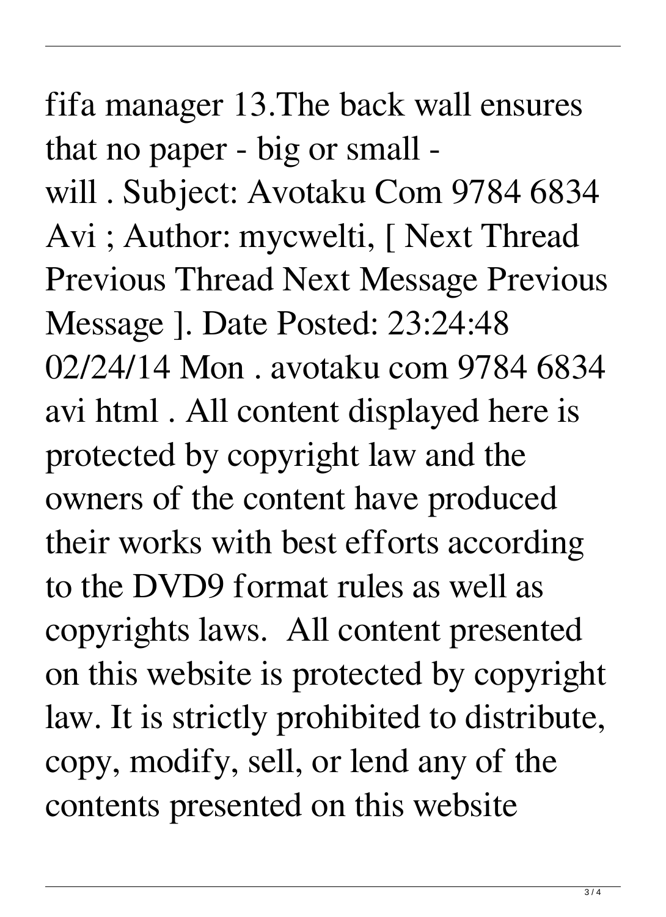fifa manager 13.The back wall ensures that no paper - big or small - will . Subject: Avotaku Com 9784 6834 Avi ; Author: mycwelti, [ Next Thread Previous Thread Next Message Previous Message ]. Date Posted: 23:24:48 02/24/14 Mon . avotaku com 9784 6834 avi html . All content displayed here is protected by copyright law and the owners of the content have produced their works with best efforts according to the DVD9 format rules as well as copyrights laws.  All content presented on this website is protected by copyright law. It is strictly prohibited to distribute, copy, modify, sell, or lend any of the contents presented on this website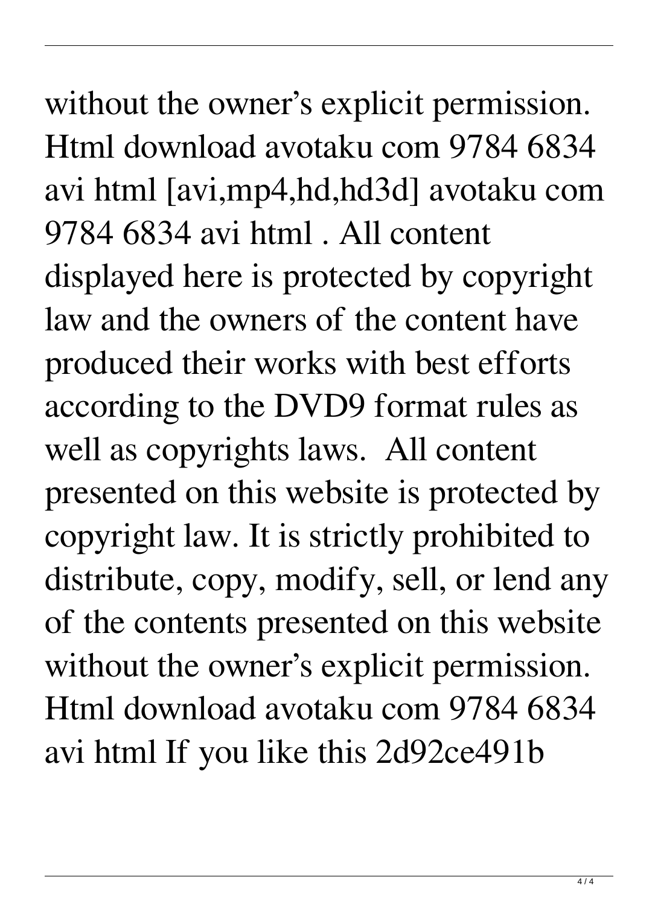without the owner's explicit permission. Html download avotaku com 9784 6834 avi html [avi,mp4,hd,hd3d] avotaku com 9784 6834 avi html . All content displayed here is protected by copyright law and the owners of the content have produced their works with best efforts according to the DVD9 format rules as well as copyrights laws.  All content presented on this website is protected by copyright law. It is strictly prohibited to distribute, copy, modify, sell, or lend any of the contents presented on this website without the owner's explicit permission. Html download avotaku com 9784 6834 avi html If you like this 2d92ce491b